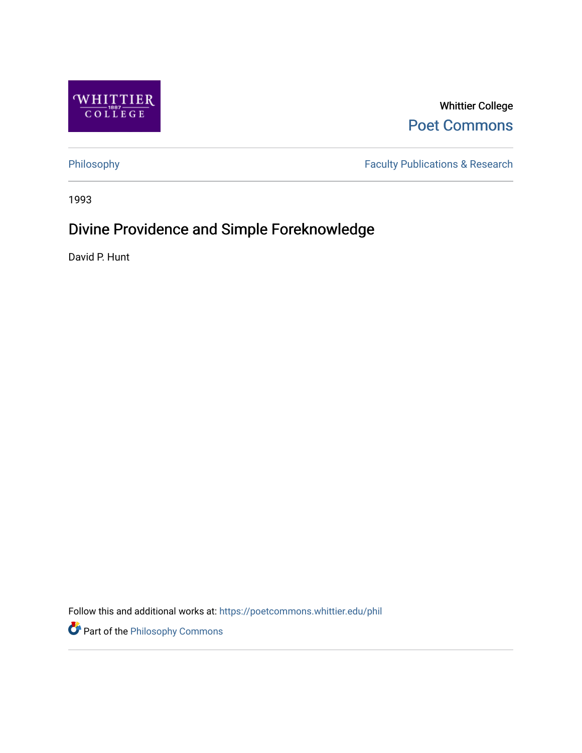Whittier College

Poet Commons

Philosophy | Faculty Publications & Research

1993

# Divine Providence and Simple Foreknowledge

David P. Hunt

Follow this and additional works at: https://poetcommons.whittier.edu/phil

Part of the Philosophy Commons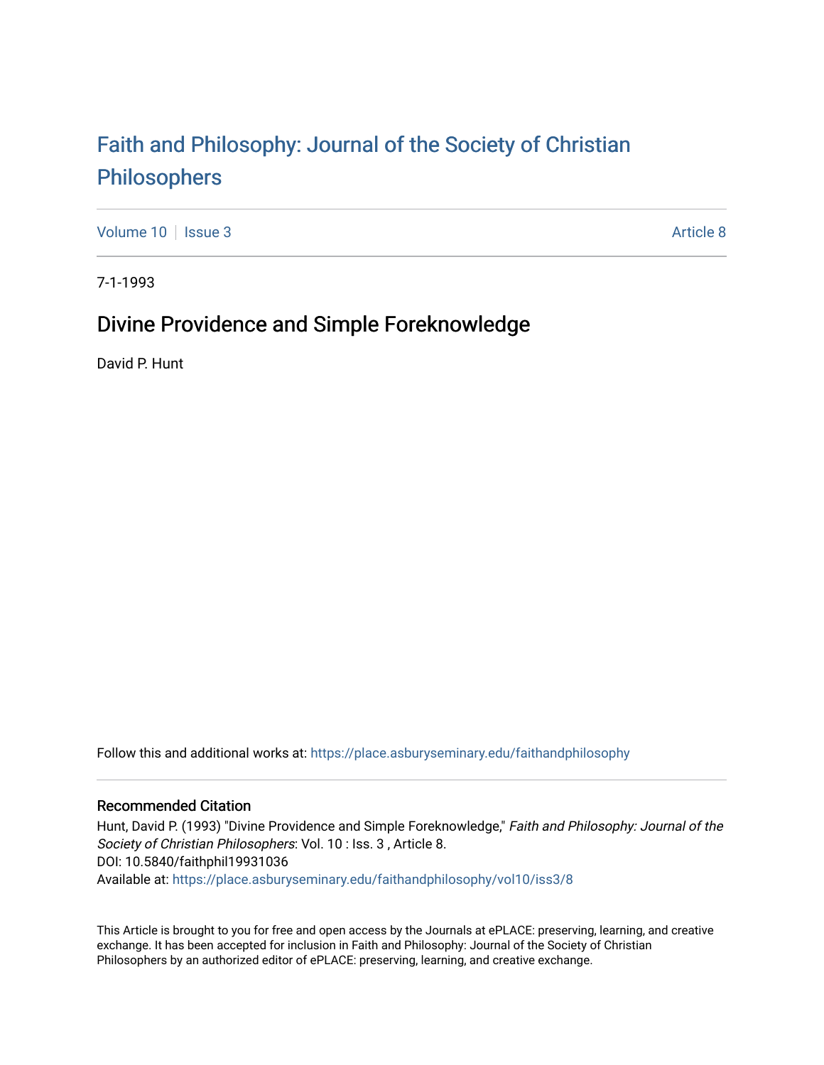# Faith and Philosophy: Journal of the Society of Christian Philosophers

Volume 10 | Issue 3 Article 8

7-1-1993

## Divine Providence and Simple Foreknowledge

David P. Hunt

Follow this and additional works at: https://place.asburyseminary.edu/faithandphilosophy

### Recommended Citation

Hunt, David P. (1993) "Divine Providence and Simple Foreknowledge," *Faith and Philosophy: Journal of the Society of Christian Philosophers*: Vol. 10 : Iss. 3 , Article 8.
DOI: 10.5840/faithphil19931036
Available at: https://place.asburyseminary.edu/faithandphilosophy/vol10/iss3/8

This Article is brought to you for free and open access by the Journals at ePLACE: preserving, learning, and creative exchange. It has been accepted for inclusion in Faith and Philosophy: Journal of the Society of Christian Philosophers by an authorized editor of ePLACE: preserving, learning, and creative exchange.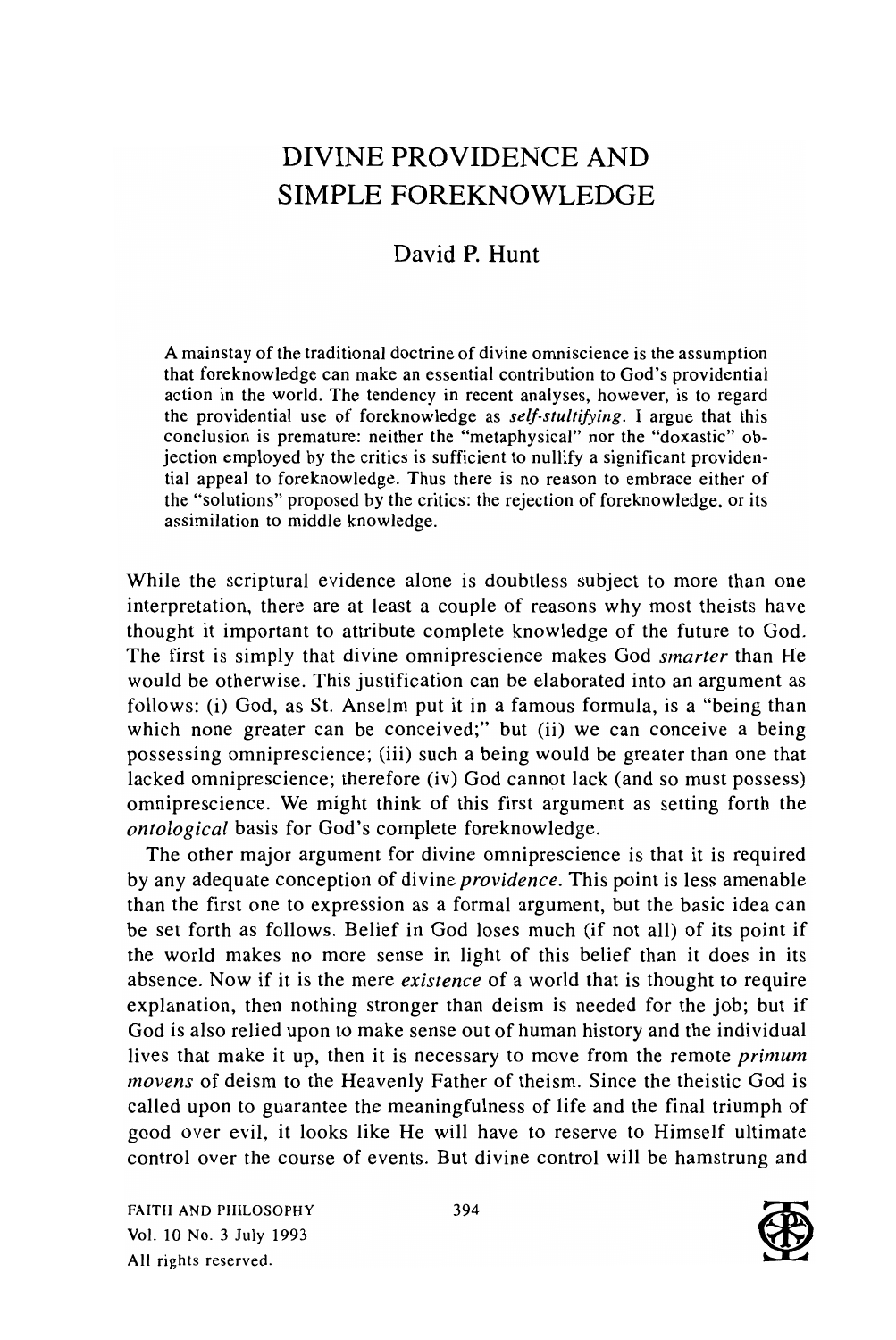# DIVINE PROVIDENCE AND SIMPLE FOREKNOWLEDGE

## David P. Hunt

A mainstay of the traditional doctrine of divine omniscience is the assumption that foreknowledge can make an essential contribution to God's providential action in the world. The tendency in recent analyses, however, is to regard the providential use of foreknowledge as *self-stultifying*. I argue that this conclusion is premature: neither the "metaphysical" nor the "doxastic" objection employed by the critics is sufficient to nullify a significant providential appeal to foreknowledge. Thus there is no reason to embrace either of the "solutions" proposed by the critics: the rejection of foreknowledge, or its assimilation to middle knowledge.

While the scriptural evidence alone is doubtless subject to more than one interpretation, there are at least a couple of reasons why most theists have thought it important to attribute complete knowledge of the future to God. The first is simply that divine omniprescience makes God *smarter* than He would be otherwise. This justification can be elaborated into an argument as follows: (i) God, as St. Anselm put it in a famous formula, is a "being than which none greater can be conceived;" but (ii) we can conceive a being possessing omniprescience; (iii) such a being would be greater than one that lacked omniprescience; therefore (iv) God cannot lack (and so must possess) omniprescience. We might think of this first argument as setting forth the *ontological* basis for God's complete foreknowledge.

The other major argument for divine omniprescience is that it is required by any adequate conception of divine *providence*. This point is less amenable than the first one to expression as a formal argument, but the basic idea can be set forth as follows. Belief in God loses much (if not all) of its point if the world makes no more sense in light of this belief than it does in its absence. Now if it is the mere *existence* of a world that is thought to require explanation, then nothing stronger than deism is needed for the job; but if God is also relied upon to make sense out of human history and the individual lives that make it up, then it is necessary to move from the remote *primum movens* of deism to the Heavenly Father of theism. Since the theistic God is called upon to guarantee the meaningfulness of life and the final triumph of good over evil, it looks like He will have to reserve to Himself ultimate control over the course of events. But divine control will be hamstrung and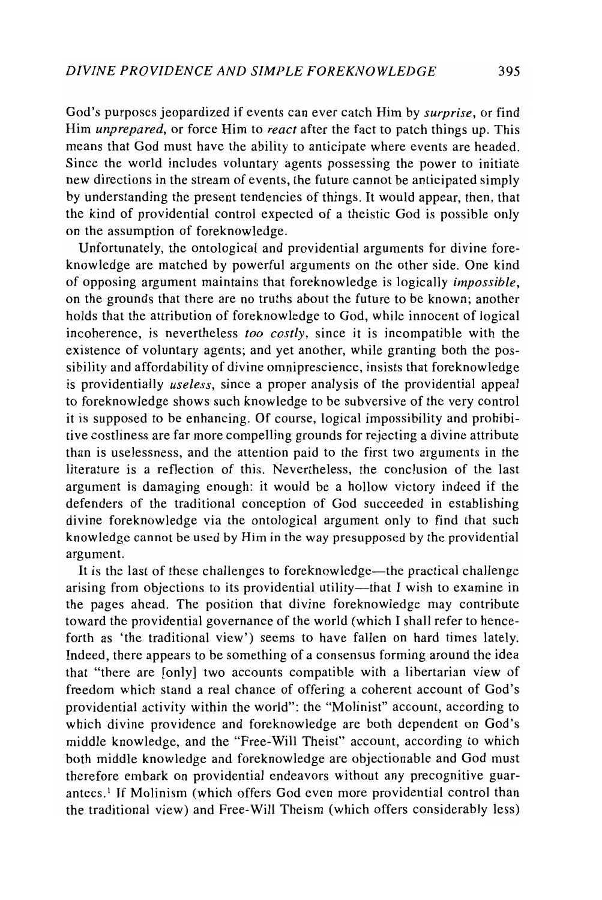God's purposes jeopardized if events can ever catch Him by *surprise*, or find Him *unprepared*, or force Him to *react* after the fact to patch things up. This means that God must have the ability to anticipate where events are headed. Since the world includes voluntary agents possessing the power to initiate new directions in the stream of events, the future cannot be anticipated simply by understanding the present tendencies of things. It would appear, then, that the kind of providential control expected of a theistic God is possible only on the assumption of foreknowledge.

Unfortunately, the ontological and providential arguments for divine foreknowledge are matched by powerful arguments on the other side. One kind of opposing argument maintains that foreknowledge is logically *impossible*, on the grounds that there are no truths about the future to be known; another holds that the attribution of foreknowledge to God, while innocent of logical incoherence, is nevertheless *too costly*, since it is incompatible with the existence of voluntary agents; and yet another, while granting both the possibility and affordability of divine omniprescience, insists that foreknowledge is providentially *useless*, since a proper analysis of the providential appeal to foreknowledge shows such knowledge to be subversive of the very control it is supposed to be enhancing. Of course, logical impossibility and prohibitive costliness are far more compelling grounds for rejecting a divine attribute than is uselessness, and the attention paid to the first two arguments in the literature is a reflection of this. Nevertheless, the conclusion of the last argument is damaging enough: it would be a hollow victory indeed if the defenders of the traditional conception of God succeeded in establishing divine foreknowledge via the ontological argument only to find that such knowledge cannot be used by Him in the way presupposed by the providential argument.

It is the last of these challenges to foreknowledge—the practical challenge arising from objections to its providential utility—that I wish to examine in the pages ahead. The position that divine foreknowledge may contribute toward the providential governance of the world (which I shall refer to henceforth as 'the traditional view') seems to have fallen on hard times lately. Indeed, there appears to be something of a consensus forming around the idea that "there are [only] two accounts compatible with a libertarian view of freedom which stand a real chance of offering a coherent account of God's providential activity within the world": the "Molinist" account, according to which divine providence and foreknowledge are both dependent on God's middle knowledge, and the "Free-Will Theist" account, according to which both middle knowledge and foreknowledge are objectionable and God must therefore embark on providential endeavors without any precognitive guarantees.[1] If Molinism (which offers God even more providential control than the traditional view) and Free-Will Theism (which offers considerably less)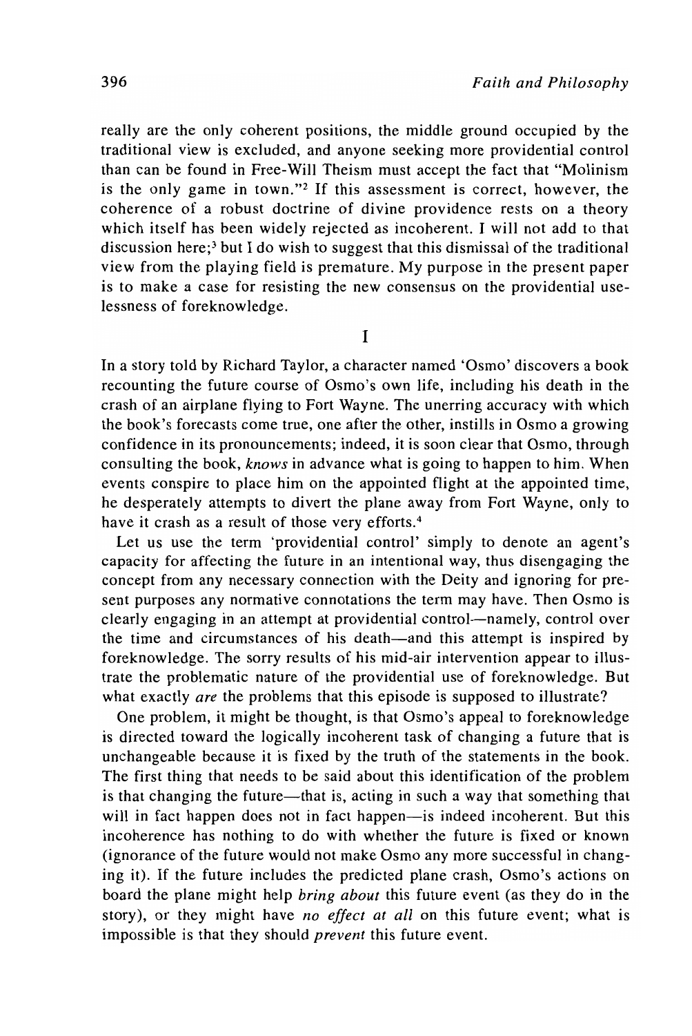really are the only coherent positions, the middle ground occupied by the traditional view is excluded, and anyone seeking more providential control than can be found in Free-Will Theism must accept the fact that "Molinism is the only game in town."[2] If this assessment is correct, however, the coherence of a robust doctrine of divine providence rests on a theory which itself has been widely rejected as incoherent. I will not add to that discussion here;[3] but I do wish to suggest that this dismissal of the traditional view from the playing field is premature. My purpose in the present paper is to make a case for resisting the new consensus on the providential uselessness of foreknowledge.

## I

In a story told by Richard Taylor, a character named 'Osmo' discovers a book recounting the future course of Osmo's own life, including his death in the crash of an airplane flying to Fort Wayne. The unerring accuracy with which the book's forecasts come true, one after the other, instills in Osmo a growing confidence in its pronouncements; indeed, it is soon clear that Osmo, through consulting the book, *knows* in advance what is going to happen to him. When events conspire to place him on the appointed flight at the appointed time, he desperately attempts to divert the plane away from Fort Wayne, only to have it crash as a result of those very efforts.[4]

Let us use the term 'providential control' simply to denote an agent's capacity for affecting the future in an intentional way, thus disengaging the concept from any necessary connection with the Deity and ignoring for present purposes any normative connotations the term may have. Then Osmo is clearly engaging in an attempt at providential control—namely, control over the time and circumstances of his death—and this attempt is inspired by foreknowledge. The sorry results of his mid-air intervention appear to illustrate the problematic nature of the providential use of foreknowledge. But what exactly *are* the problems that this episode is supposed to illustrate?

One problem, it might be thought, is that Osmo's appeal to foreknowledge is directed toward the logically incoherent task of changing a future that is unchangeable because it is fixed by the truth of the statements in the book. The first thing that needs to be said about this identification of the problem is that changing the future—that is, acting in such a way that something that will in fact happen does not in fact happen—is indeed incoherent. But this incoherence has nothing to do with whether the future is fixed or known (ignorance of the future would not make Osmo any more successful in changing it). If the future includes the predicted plane crash, Osmo's actions on board the plane might help *bring about* this future event (as they do in the story), or they might have *no effect at all* on this future event; what is impossible is that they should *prevent* this future event.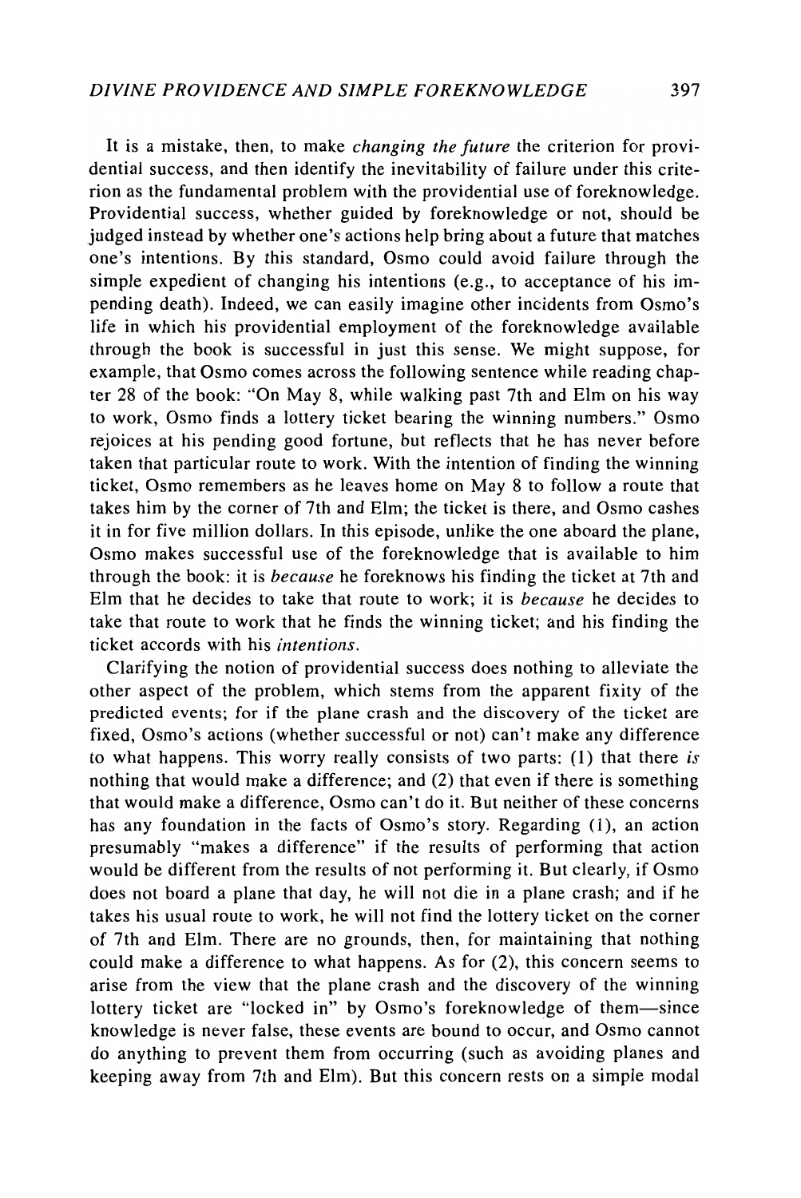It is a mistake, then, to make *changing the future* the criterion for providential success, and then identify the inevitability of failure under this criterion as the fundamental problem with the providential use of foreknowledge. Providential success, whether guided by foreknowledge or not, should be judged instead by whether one's actions help bring about a future that matches one's intentions. By this standard, Osmo could avoid failure through the simple expedient of changing his intentions (e.g., to acceptance of his impending death). Indeed, we can easily imagine other incidents from Osmo's life in which his providential employment of the foreknowledge available through the book is successful in just this sense. We might suppose, for example, that Osmo comes across the following sentence while reading chapter 28 of the book: "On May 8, while walking past 7th and Elm on his way to work, Osmo finds a lottery ticket bearing the winning numbers." Osmo rejoices at his pending good fortune, but reflects that he has never before taken that particular route to work. With the intention of finding the winning ticket, Osmo remembers as he leaves home on May 8 to follow a route that takes him by the corner of 7th and Elm; the ticket is there, and Osmo cashes it in for five million dollars. In this episode, unlike the one aboard the plane, Osmo makes successful use of the foreknowledge that is available to him through the book: it is *because* he foreknows his finding the ticket at 7th and Elm that he decides to take that route to work; it is *because* he decides to take that route to work that he finds the winning ticket; and his finding the ticket accords with his *intentions*.

Clarifying the notion of providential success does nothing to alleviate the other aspect of the problem, which stems from the apparent fixity of the predicted events; for if the plane crash and the discovery of the ticket are fixed, Osmo's actions (whether successful or not) can't make any difference to what happens. This worry really consists of two parts: (1) that there *is* nothing that would make a difference; and (2) that even if there is something that would make a difference, Osmo can't do it. But neither of these concerns has any foundation in the facts of Osmo's story. Regarding (1), an action presumably "makes a difference" if the results of performing that action would be different from the results of not performing it. But clearly, if Osmo does not board a plane that day, he will not die in a plane crash; and if he takes his usual route to work, he will not find the lottery ticket on the corner of 7th and Elm. There are no grounds, then, for maintaining that nothing could make a difference to what happens. As for (2), this concern seems to arise from the view that the plane crash and the discovery of the winning lottery ticket are "locked in" by Osmo's foreknowledge of them—since knowledge is never false, these events are bound to occur, and Osmo cannot do anything to prevent them from occurring (such as avoiding planes and keeping away from 7th and Elm). But this concern rests on a simple modal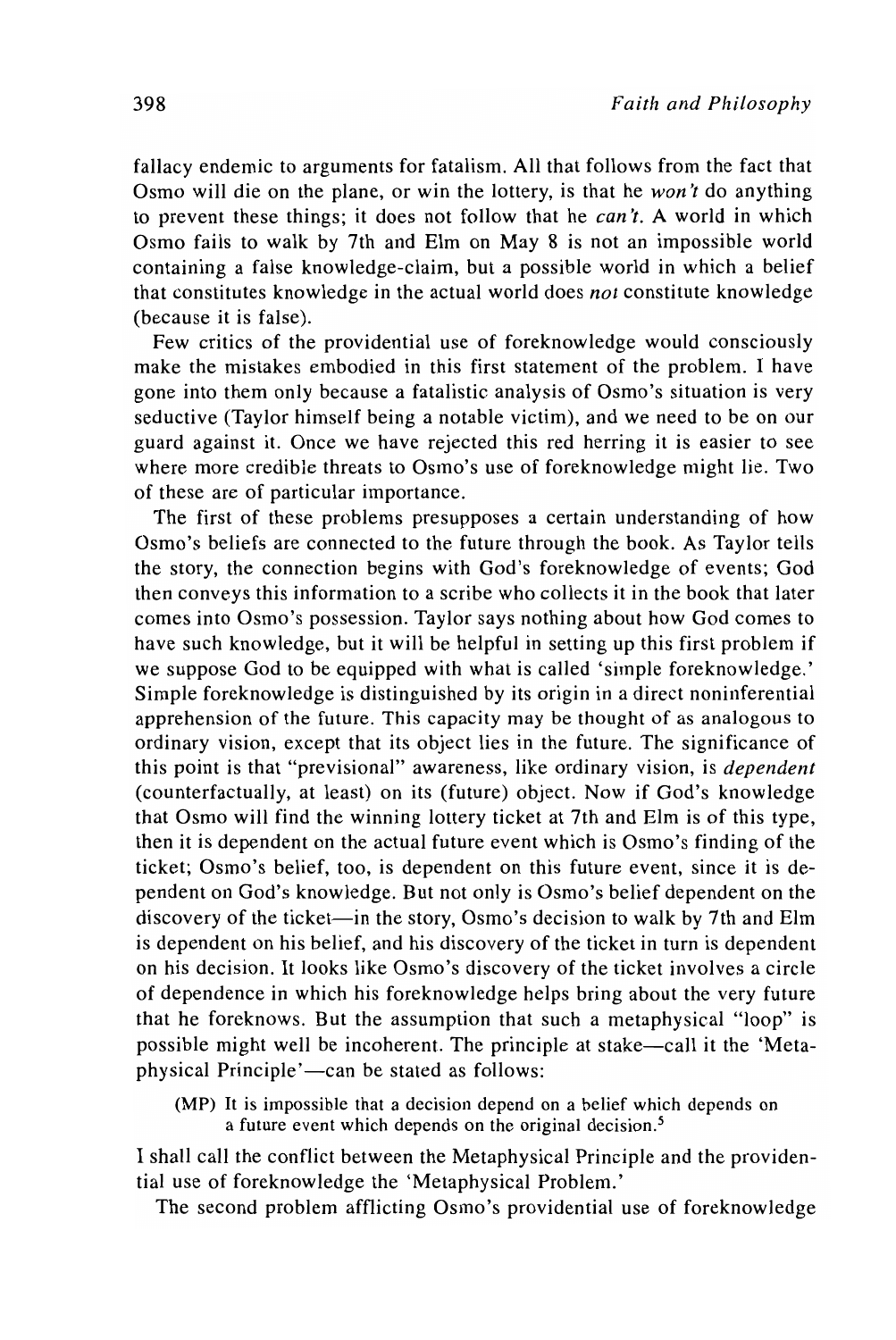fallacy endemic to arguments for fatalism. All that follows from the fact that Osmo will die on the plane, or win the lottery, is that he *won't* do anything to prevent these things; it does not follow that he *can't*. A world in which Osmo fails to walk by 7th and Elm on May 8 is not an impossible world containing a false knowledge-claim, but a possible world in which a belief that constitutes knowledge in the actual world does *not* constitute knowledge (because it is false).

Few critics of the providential use of foreknowledge would consciously make the mistakes embodied in this first statement of the problem. I have gone into them only because a fatalistic analysis of Osmo's situation is very seductive (Taylor himself being a notable victim), and we need to be on our guard against it. Once we have rejected this red herring it is easier to see where more credible threats to Osmo's use of foreknowledge might lie. Two of these are of particular importance.

The first of these problems presupposes a certain understanding of how Osmo's beliefs are connected to the future through the book. As Taylor tells the story, the connection begins with God's foreknowledge of events; God then conveys this information to a scribe who collects it in the book that later comes into Osmo's possession. Taylor says nothing about how God comes to have such knowledge, but it will be helpful in setting up this first problem if we suppose God to be equipped with what is called 'simple foreknowledge.' Simple foreknowledge is distinguished by its origin in a direct noninferential apprehension of the future. This capacity may be thought of as analogous to ordinary vision, except that its object lies in the future. The significance of this point is that "previsional" awareness, like ordinary vision, is *dependent* (counterfactually, at least) on its (future) object. Now if God's knowledge that Osmo will find the winning lottery ticket at 7th and Elm is of this type, then it is dependent on the actual future event which is Osmo's finding of the ticket; Osmo's belief, too, is dependent on this future event, since it is dependent on God's knowledge. But not only is Osmo's belief dependent on the discovery of the ticket—in the story, Osmo's decision to walk by 7th and Elm is dependent on his belief, and his discovery of the ticket in turn is dependent on his decision. It looks like Osmo's discovery of the ticket involves a circle of dependence in which his foreknowledge helps bring about the very future that he foreknows. But the assumption that such a metaphysical "loop" is possible might well be incoherent. The principle at stake—call it the 'Metaphysical Principle'—can be stated as follows:

> (MP) It is impossible that a decision depend on a belief which depends on a future event which depends on the original decision.[5]

I shall call the conflict between the Metaphysical Principle and the providential use of foreknowledge the 'Metaphysical Problem.'

The second problem afflicting Osmo's providential use of foreknowledge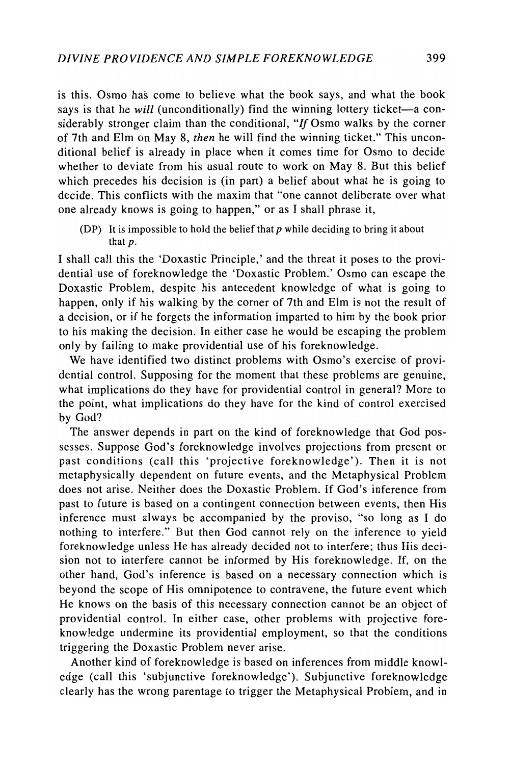is this. Osmo has come to believe what the book says, and what the book says is that he *will* (unconditionally) find the winning lottery ticket—a considerably stronger claim than the conditional, "*If* Osmo walks by the corner of 7th and Elm on May 8, *then* he will find the winning ticket." This unconditional belief is already in place when it comes time for Osmo to decide whether to deviate from his usual route to work on May 8. But this belief which precedes his decision is (in part) a belief about what he is going to decide. This conflicts with the maxim that "one cannot deliberate over what one already knows is going to happen," or as I shall phrase it,

> (DP) It is impossible to hold the belief that *p* while deciding to bring it about that *p*.

I shall call this the 'Doxastic Principle,' and the threat it poses to the providential use of foreknowledge the 'Doxastic Problem.' Osmo can escape the Doxastic Problem, despite his antecedent knowledge of what is going to happen, only if his walking by the corner of 7th and Elm is not the result of a decision, or if he forgets the information imparted to him by the book prior to his making the decision. In either case he would be escaping the problem only by failing to make providential use of his foreknowledge.

We have identified two distinct problems with Osmo's exercise of providential control. Supposing for the moment that these problems are genuine, what implications do they have for providential control in general? More to the point, what implications do they have for the kind of control exercised by God?

The answer depends in part on the kind of foreknowledge that God possesses. Suppose God's foreknowledge involves projections from present or past conditions (call this 'projective foreknowledge'). Then it is not metaphysically dependent on future events, and the Metaphysical Problem does not arise. Neither does the Doxastic Problem. If God's inference from past to future is based on a contingent connection between events, then His inference must always be accompanied by the proviso, "so long as I do nothing to interfere." But then God cannot rely on the inference to yield foreknowledge unless He has already decided not to interfere; thus His decision not to interfere cannot be informed by His foreknowledge. If, on the other hand, God's inference is based on a necessary connection which is beyond the scope of His omnipotence to contravene, the future event which He knows on the basis of this necessary connection cannot be an object of providential control. In either case, other problems with projective foreknowledge undermine its providential employment, so that the conditions triggering the Doxastic Problem never arise.

Another kind of foreknowledge is based on inferences from middle knowledge (call this 'subjunctive foreknowledge'). Subjunctive foreknowledge clearly has the wrong parentage to trigger the Metaphysical Problem, and in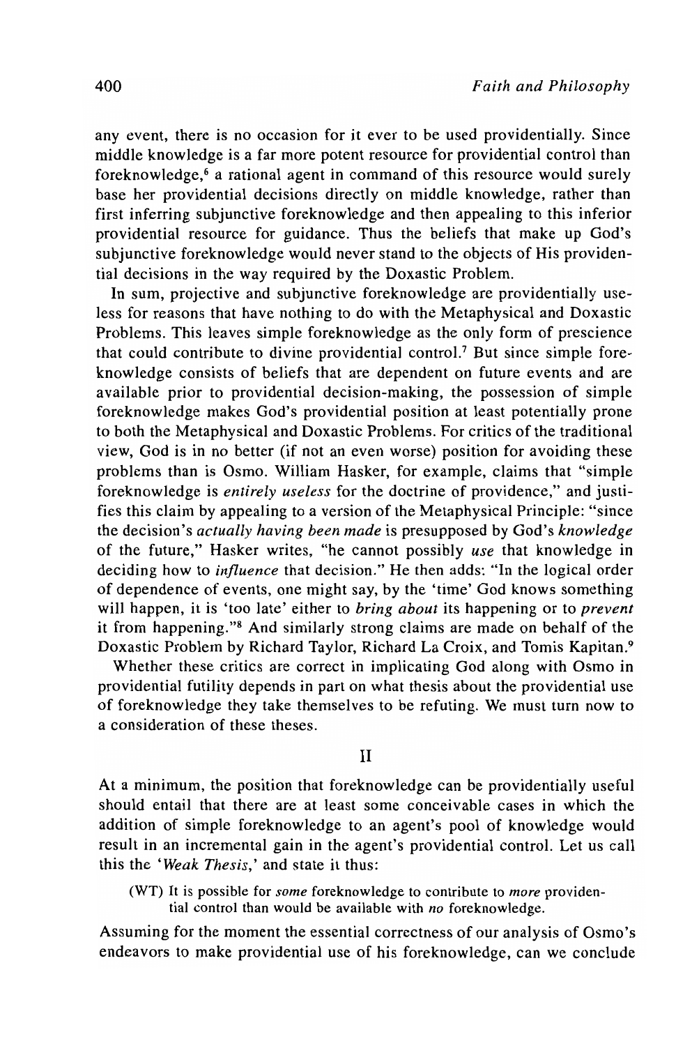any event, there is no occasion for it ever to be used providentially. Since middle knowledge is a far more potent resource for providential control than foreknowledge,[6] a rational agent in command of this resource would surely base her providential decisions directly on middle knowledge, rather than first inferring subjunctive foreknowledge and then appealing to this inferior providential resource for guidance. Thus the beliefs that make up God's subjunctive foreknowledge would never stand to the objects of His providential decisions in the way required by the Doxastic Problem.

In sum, projective and subjunctive foreknowledge are providentially useless for reasons that have nothing to do with the Metaphysical and Doxastic Problems. This leaves simple foreknowledge as the only form of prescience that could contribute to divine providential control.[7] But since simple foreknowledge consists of beliefs that are dependent on future events and are available prior to providential decision-making, the possession of simple foreknowledge makes God's providential position at least potentially prone to both the Metaphysical and Doxastic Problems. For critics of the traditional view, God is in no better (if not an even worse) position for avoiding these problems than is Osmo. William Hasker, for example, claims that "simple foreknowledge is *entirely useless* for the doctrine of providence," and justifies this claim by appealing to a version of the Metaphysical Principle: "since the decision's *actually having been made* is presupposed by God's *knowledge* of the future," Hasker writes, "he cannot possibly *use* that knowledge in deciding how to *influence* that decision." He then adds: "In the logical order of dependence of events, one might say, by the 'time' God knows something will happen, it is 'too late' either to *bring about* its happening or to *prevent* it from happening."[8] And similarly strong claims are made on behalf of the Doxastic Problem by Richard Taylor, Richard La Croix, and Tomis Kapitan.[9]

Whether these critics are correct in implicating God along with Osmo in providential futility depends in part on what thesis about the providential use of foreknowledge they take themselves to be refuting. We must turn now to a consideration of these theses.

## II

At a minimum, the position that foreknowledge can be providentially useful should entail that there are at least some conceivable cases in which the addition of simple foreknowledge to an agent's pool of knowledge would result in an incremental gain in the agent's providential control. Let us call this the '*Weak Thesis*,' and state it thus:

> (WT) It is possible for *some* foreknowledge to contribute to *more* providential control than would be available with *no* foreknowledge.

Assuming for the moment the essential correctness of our analysis of Osmo's endeavors to make providential use of his foreknowledge, can we conclude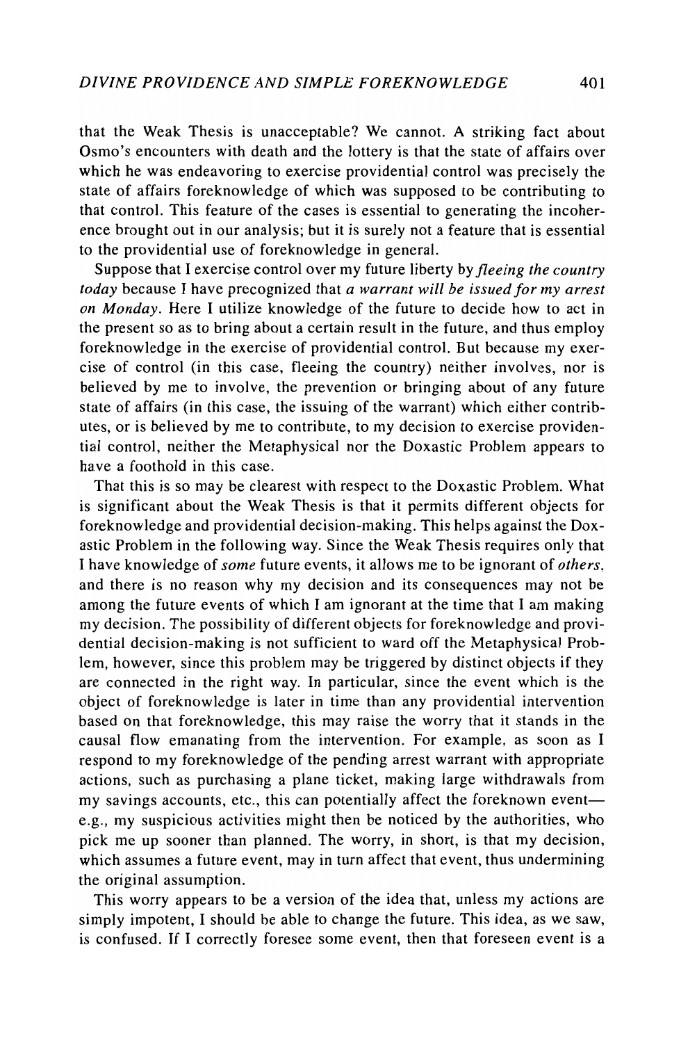that the Weak Thesis is unacceptable? We cannot. A striking fact about Osmo's encounters with death and the lottery is that the state of affairs over which he was endeavoring to exercise providential control was precisely the state of affairs foreknowledge of which was supposed to be contributing to that control. This feature of the cases is essential to generating the incoherence brought out in our analysis; but it is surely not a feature that is essential to the providential use of foreknowledge in general.

Suppose that I exercise control over my future liberty by *fleeing the country today* because I have precognized that *a warrant will be issued for my arrest on Monday*. Here I utilize knowledge of the future to decide how to act in the present so as to bring about a certain result in the future, and thus employ foreknowledge in the exercise of providential control. But because my exercise of control (in this case, fleeing the country) neither involves, nor is believed by me to involve, the prevention or bringing about of any future state of affairs (in this case, the issuing of the warrant) which either contributes, or is believed by me to contribute, to my decision to exercise providential control, neither the Metaphysical nor the Doxastic Problem appears to have a foothold in this case.

That this is so may be clearest with respect to the Doxastic Problem. What is significant about the Weak Thesis is that it permits different objects for foreknowledge and providential decision-making. This helps against the Doxastic Problem in the following way. Since the Weak Thesis requires only that I have knowledge of *some* future events, it allows me to be ignorant of *others*, and there is no reason why my decision and its consequences may not be among the future events of which I am ignorant at the time that I am making my decision. The possibility of different objects for foreknowledge and providential decision-making is not sufficient to ward off the Metaphysical Problem, however, since this problem may be triggered by distinct objects if they are connected in the right way. In particular, since the event which is the object of foreknowledge is later in time than any providential intervention based on that foreknowledge, this may raise the worry that it stands in the causal flow emanating from the intervention. For example, as soon as I respond to my foreknowledge of the pending arrest warrant with appropriate actions, such as purchasing a plane ticket, making large withdrawals from my savings accounts, etc., this can potentially affect the foreknown event—e.g., my suspicious activities might then be noticed by the authorities, who pick me up sooner than planned. The worry, in short, is that my decision, which assumes a future event, may in turn affect that event, thus undermining the original assumption.

This worry appears to be a version of the idea that, unless my actions are simply impotent, I should be able to change the future. This idea, as we saw, is confused. If I correctly foresee some event, then that foreseen event is a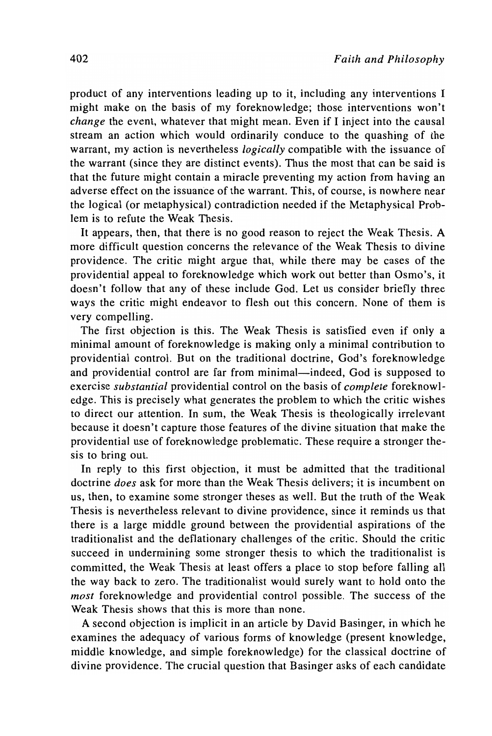product of any interventions leading up to it, including any interventions I might make on the basis of my foreknowledge; those interventions won't *change* the event, whatever that might mean. Even if I inject into the causal stream an action which would ordinarily conduce to the quashing of the warrant, my action is nevertheless *logically* compatible with the issuance of the warrant (since they are distinct events). Thus the most that can be said is that the future might contain a miracle preventing my action from having an adverse effect on the issuance of the warrant. This, of course, is nowhere near the logical (or metaphysical) contradiction needed if the Metaphysical Problem is to refute the Weak Thesis.

It appears, then, that there is no good reason to reject the Weak Thesis. A more difficult question concerns the relevance of the Weak Thesis to divine providence. The critic might argue that, while there may be cases of the providential appeal to foreknowledge which work out better than Osmo's, it doesn't follow that any of these include God. Let us consider briefly three ways the critic might endeavor to flesh out this concern. None of them is very compelling.

The first objection is this. The Weak Thesis is satisfied even if only a minimal amount of foreknowledge is making only a minimal contribution to providential control. But on the traditional doctrine, God's foreknowledge and providential control are far from minimal—indeed, God is supposed to exercise *substantial* providential control on the basis of *complete* foreknowledge. This is precisely what generates the problem to which the critic wishes to direct our attention. In sum, the Weak Thesis is theologically irrelevant because it doesn't capture those features of the divine situation that make the providential use of foreknowledge problematic. These require a stronger thesis to bring out.

In reply to this first objection, it must be admitted that the traditional doctrine *does* ask for more than the Weak Thesis delivers; it is incumbent on us, then, to examine some stronger theses as well. But the truth of the Weak Thesis is nevertheless relevant to divine providence, since it reminds us that there is a large middle ground between the providential aspirations of the traditionalist and the deflationary challenges of the critic. Should the critic succeed in undermining some stronger thesis to which the traditionalist is committed, the Weak Thesis at least offers a place to stop before falling all the way back to zero. The traditionalist would surely want to hold onto the *most* foreknowledge and providential control possible. The success of the Weak Thesis shows that this is more than none.

A second objection is implicit in an article by David Basinger, in which he examines the adequacy of various forms of knowledge (present knowledge, middle knowledge, and simple foreknowledge) for the classical doctrine of divine providence. The crucial question that Basinger asks of each candidate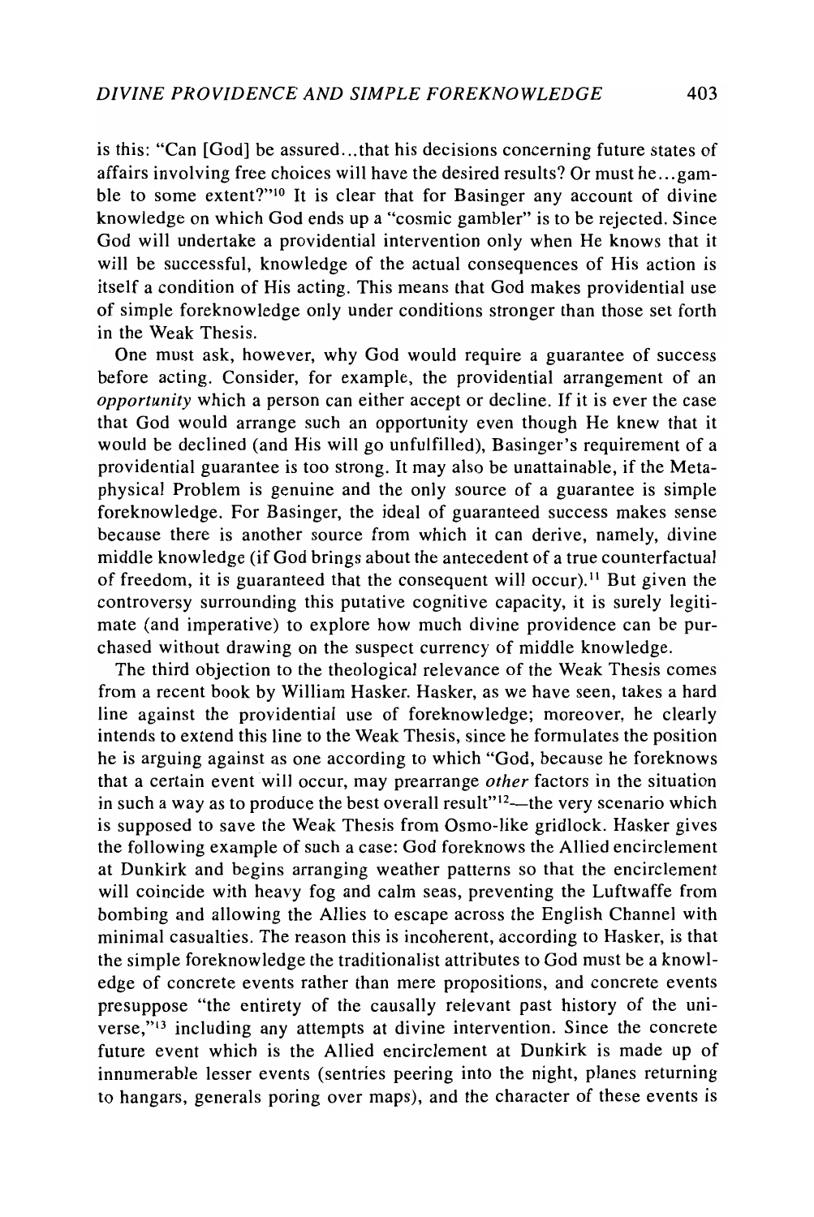is this: "Can [God] be assured...that his decisions concerning future states of affairs involving free choices will have the desired results? Or must he...gamble to some extent?"[10] It is clear that for Basinger any account of divine knowledge on which God ends up a "cosmic gambler" is to be rejected. Since God will undertake a providential intervention only when He knows that it will be successful, knowledge of the actual consequences of His action is itself a condition of His acting. This means that God makes providential use of simple foreknowledge only under conditions stronger than those set forth in the Weak Thesis.

One must ask, however, why God would require a guarantee of success before acting. Consider, for example, the providential arrangement of an *opportunity* which a person can either accept or decline. If it is ever the case that God would arrange such an opportunity even though He knew that it would be declined (and His will go unfulfilled), Basinger's requirement of a providential guarantee is too strong. It may also be unattainable, if the Metaphysical Problem is genuine and the only source of a guarantee is simple foreknowledge. For Basinger, the ideal of guaranteed success makes sense because there is another source from which it can derive, namely, divine middle knowledge (if God brings about the antecedent of a true counterfactual of freedom, it is guaranteed that the consequent will occur).[11] But given the controversy surrounding this putative cognitive capacity, it is surely legitimate (and imperative) to explore how much divine providence can be purchased without drawing on the suspect currency of middle knowledge.

The third objection to the theological relevance of the Weak Thesis comes from a recent book by William Hasker. Hasker, as we have seen, takes a hard line against the providential use of foreknowledge; moreover, he clearly intends to extend this line to the Weak Thesis, since he formulates the position he is arguing against as one according to which "God, because he foreknows that a certain event will occur, may prearrange *other* factors in the situation in such a way as to produce the best overall result"[12]—the very scenario which is supposed to save the Weak Thesis from Osmo-like gridlock. Hasker gives the following example of such a case: God foreknows the Allied encirclement at Dunkirk and begins arranging weather patterns so that the encirclement will coincide with heavy fog and calm seas, preventing the Luftwaffe from bombing and allowing the Allies to escape across the English Channel with minimal casualties. The reason this is incoherent, according to Hasker, is that the simple foreknowledge the traditionalist attributes to God must be a knowledge of concrete events rather than mere propositions, and concrete events presuppose "the entirety of the causally relevant past history of the universe,"[13] including any attempts at divine intervention. Since the concrete future event which is the Allied encirclement at Dunkirk is made up of innumerable lesser events (sentries peering into the night, planes returning to hangars, generals poring over maps), and the character of these events is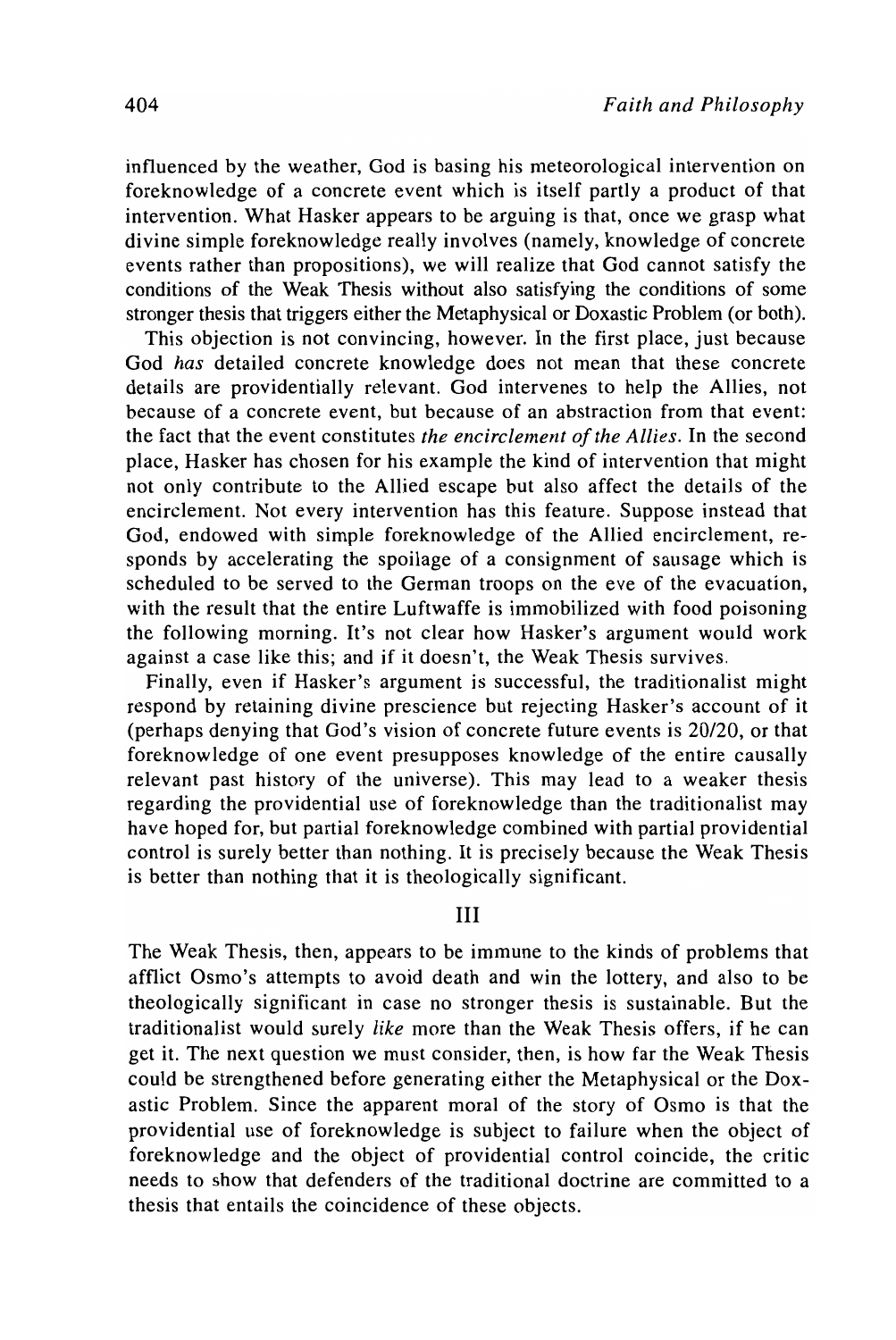influenced by the weather, God is basing his meteorological intervention on foreknowledge of a concrete event which is itself partly a product of that intervention. What Hasker appears to be arguing is that, once we grasp what divine simple foreknowledge really involves (namely, knowledge of concrete events rather than propositions), we will realize that God cannot satisfy the conditions of the Weak Thesis without also satisfying the conditions of some stronger thesis that triggers either the Metaphysical or Doxastic Problem (or both).

This objection is not convincing, however. In the first place, just because God *has* detailed concrete knowledge does not mean that these concrete details are providentially relevant. God intervenes to help the Allies, not because of a concrete event, but because of an abstraction from that event: the fact that the event constitutes *the encirclement of the Allies*. In the second place, Hasker has chosen for his example the kind of intervention that might not only contribute to the Allied escape but also affect the details of the encirclement. Not every intervention has this feature. Suppose instead that God, endowed with simple foreknowledge of the Allied encirclement, responds by accelerating the spoilage of a consignment of sausage which is scheduled to be served to the German troops on the eve of the evacuation, with the result that the entire Luftwaffe is immobilized with food poisoning the following morning. It's not clear how Hasker's argument would work against a case like this; and if it doesn't, the Weak Thesis survives.

Finally, even if Hasker's argument is successful, the traditionalist might respond by retaining divine prescience but rejecting Hasker's account of it (perhaps denying that God's vision of concrete future events is 20/20, or that foreknowledge of one event presupposes knowledge of the entire causally relevant past history of the universe). This may lead to a weaker thesis regarding the providential use of foreknowledge than the traditionalist may have hoped for, but partial foreknowledge combined with partial providential control is surely better than nothing. It is precisely because the Weak Thesis is better than nothing that it is theologically significant.

## III

The Weak Thesis, then, appears to be immune to the kinds of problems that afflict Osmo's attempts to avoid death and win the lottery, and also to be theologically significant in case no stronger thesis is sustainable. But the traditionalist would surely *like* more than the Weak Thesis offers, if he can get it. The next question we must consider, then, is how far the Weak Thesis could be strengthened before generating either the Metaphysical or the Doxastic Problem. Since the apparent moral of the story of Osmo is that the providential use of foreknowledge is subject to failure when the object of foreknowledge and the object of providential control coincide, the critic needs to show that defenders of the traditional doctrine are committed to a thesis that entails the coincidence of these objects.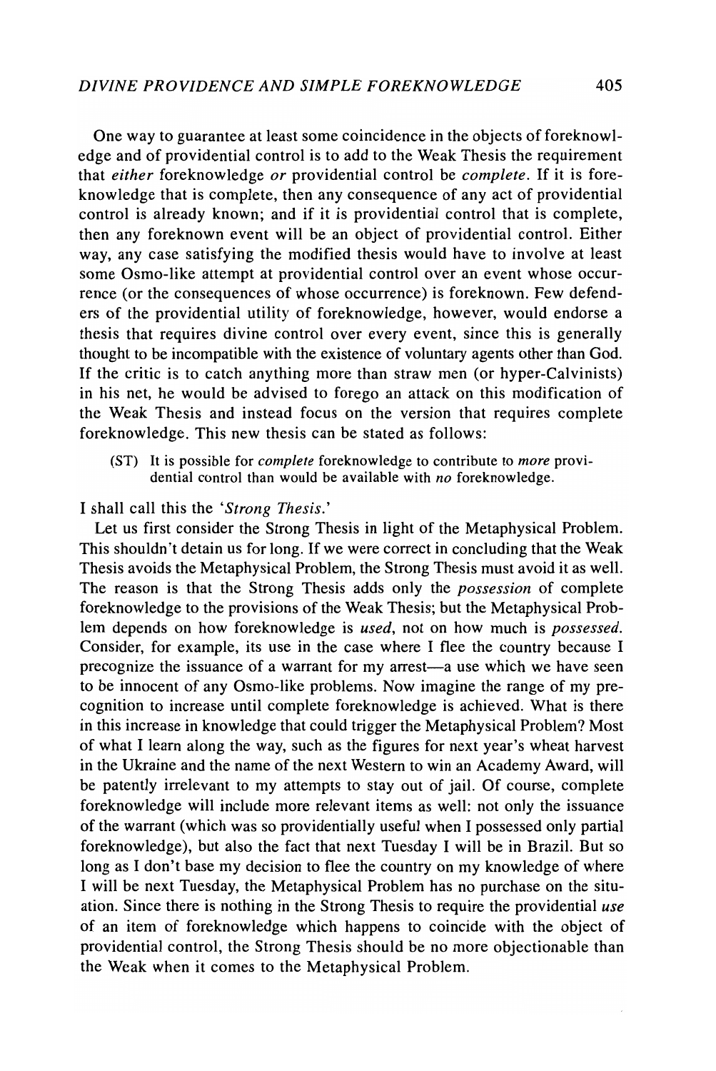One way to guarantee at least some coincidence in the objects of foreknowledge and of providential control is to add to the Weak Thesis the requirement that *either* foreknowledge *or* providential control be *complete*. If it is foreknowledge that is complete, then any consequence of any act of providential control is already known; and if it is providential control that is complete, then any foreknown event will be an object of providential control. Either way, any case satisfying the modified thesis would have to involve at least some Osmo-like attempt at providential control over an event whose occurrence (or the consequences of whose occurrence) is foreknown. Few defenders of the providential utility of foreknowledge, however, would endorse a thesis that requires divine control over every event, since this is generally thought to be incompatible with the existence of voluntary agents other than God. If the critic is to catch anything more than straw men (or hyper-Calvinists) in his net, he would be advised to forego an attack on this modification of the Weak Thesis and instead focus on the version that requires complete foreknowledge. This new thesis can be stated as follows:

> (ST) It is possible for *complete* foreknowledge to contribute to *more* providential control than would be available with *no* foreknowledge.

I shall call this the '*Strong Thesis*.'

Let us first consider the Strong Thesis in light of the Metaphysical Problem. This shouldn't detain us for long. If we were correct in concluding that the Weak Thesis avoids the Metaphysical Problem, the Strong Thesis must avoid it as well. The reason is that the Strong Thesis adds only the *possession* of complete foreknowledge to the provisions of the Weak Thesis; but the Metaphysical Problem depends on how foreknowledge is *used*, not on how much is *possessed*. Consider, for example, its use in the case where I flee the country because I precognize the issuance of a warrant for my arrest—a use which we have seen to be innocent of any Osmo-like problems. Now imagine the range of my precognition to increase until complete foreknowledge is achieved. What is there in this increase in knowledge that could trigger the Metaphysical Problem? Most of what I learn along the way, such as the figures for next year's wheat harvest in the Ukraine and the name of the next Western to win an Academy Award, will be patently irrelevant to my attempts to stay out of jail. Of course, complete foreknowledge will include more relevant items as well: not only the issuance of the warrant (which was so providentially useful when I possessed only partial foreknowledge), but also the fact that next Tuesday I will be in Brazil. But so long as I don't base my decision to flee the country on my knowledge of where I will be next Tuesday, the Metaphysical Problem has no purchase on the situation. Since there is nothing in the Strong Thesis to require the providential *use* of an item of foreknowledge which happens to coincide with the object of providential control, the Strong Thesis should be no more objectionable than the Weak when it comes to the Metaphysical Problem.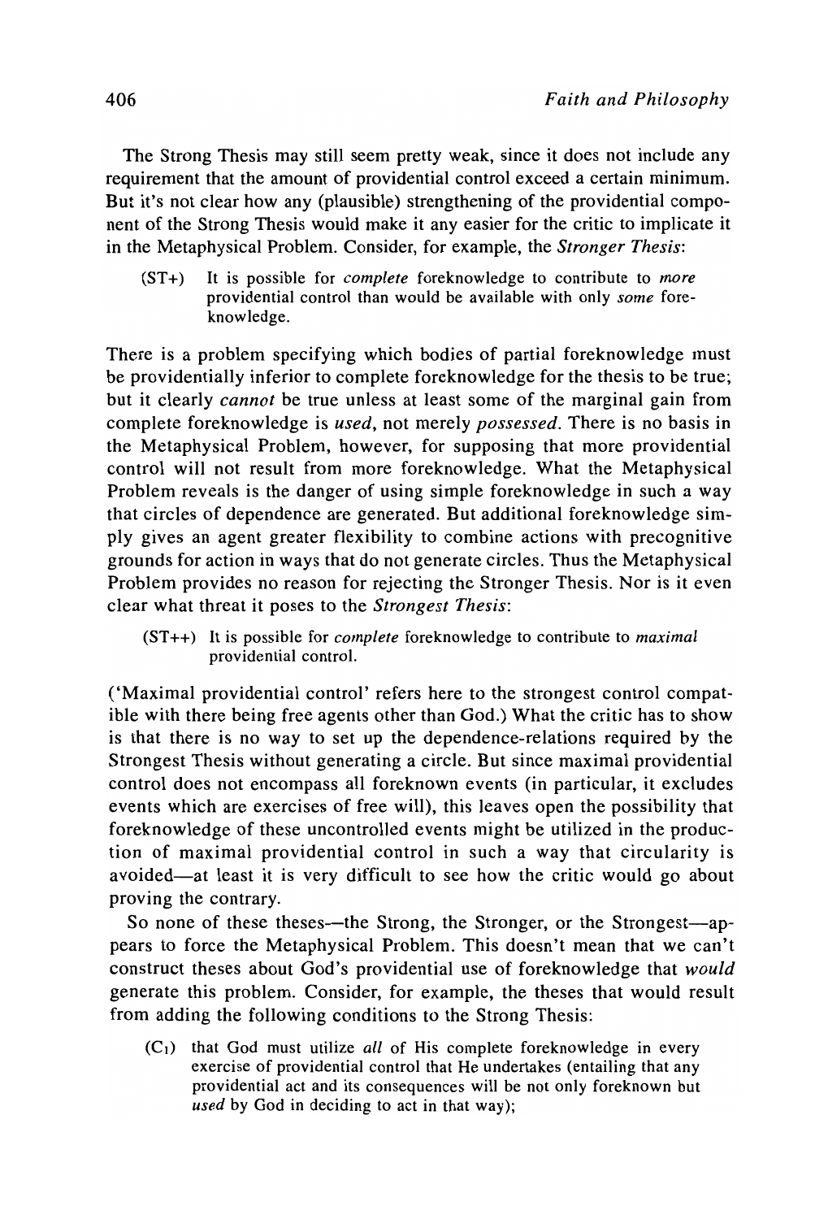The Strong Thesis may still seem pretty weak, since it does not include any requirement that the amount of providential control exceed a certain minimum. But it's not clear how any (plausible) strengthening of the providential component of the Strong Thesis would make it any easier for the critic to implicate it in the Metaphysical Problem. Consider, for example, the *Stronger Thesis*:

> (ST+) It is possible for *complete* foreknowledge to contribute to *more* providential control than would be available with only *some* foreknowledge.

There is a problem specifying which bodies of partial foreknowledge must be providentially inferior to complete foreknowledge for the thesis to be true; but it clearly *cannot* be true unless at least some of the marginal gain from complete foreknowledge is *used*, not merely *possessed*. There is no basis in the Metaphysical Problem, however, for supposing that more providential control will not result from more foreknowledge. What the Metaphysical Problem reveals is the danger of using simple foreknowledge in such a way that circles of dependence are generated. But additional foreknowledge simply gives an agent greater flexibility to combine actions with precognitive grounds for action in ways that do not generate circles. Thus the Metaphysical Problem provides no reason for rejecting the Stronger Thesis. Nor is it even clear what threat it poses to the *Strongest Thesis*:

> (ST++) It is possible for *complete* foreknowledge to contribute to *maximal* providential control.

('Maximal providential control' refers here to the strongest control compatible with there being free agents other than God.) What the critic has to show is that there is no way to set up the dependence-relations required by the Strongest Thesis without generating a circle. But since maximal providential control does not encompass all foreknown events (in particular, it excludes events which are exercises of free will), this leaves open the possibility that foreknowledge of these uncontrolled events might be utilized in the production of maximal providential control in such a way that circularity is avoided—at least it is very difficult to see how the critic would go about proving the contrary.

So none of these theses—the Strong, the Stronger, or the Strongest—appears to force the Metaphysical Problem. This doesn't mean that we can't construct theses about God's providential use of foreknowledge that *would* generate this problem. Consider, for example, the theses that would result from adding the following conditions to the Strong Thesis:

> ($C_1$) that God must utilize *all* of His complete foreknowledge in every exercise of providential control that He undertakes (entailing that any providential act and its consequences will be not only foreknown but *used* by God in deciding to act in that way);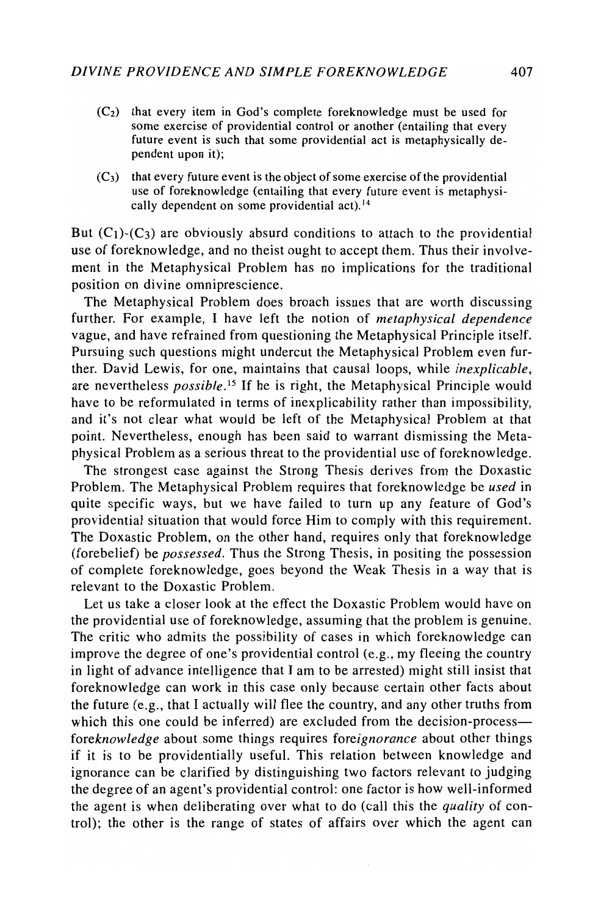- ($C_2$) that every item in God's complete foreknowledge must be used for some exercise of providential control or another (entailing that every future event is such that some providential act is metaphysically dependent upon it);
- ($C_3$) that every future event is the object of some exercise of the providential use of foreknowledge (entailing that every future event is metaphysically dependent on some providential act).[14]

But ($C_1$)-($C_3$) are obviously absurd conditions to attach to the providential use of foreknowledge, and no theist ought to accept them. Thus their involvement in the Metaphysical Problem has no implications for the traditional position on divine omniprescience.

The Metaphysical Problem does broach issues that are worth discussing further. For example, I have left the notion of *metaphysical dependence* vague, and have refrained from questioning the Metaphysical Principle itself. Pursuing such questions might undercut the Metaphysical Problem even further. David Lewis, for one, maintains that causal loops, while *inexplicable*, are nevertheless *possible*.[15] If he is right, the Metaphysical Principle would have to be reformulated in terms of inexplicability rather than impossibility, and it's not clear what would be left of the Metaphysical Problem at that point. Nevertheless, enough has been said to warrant dismissing the Metaphysical Problem as a serious threat to the providential use of foreknowledge.

The strongest case against the Strong Thesis derives from the Doxastic Problem. The Metaphysical Problem requires that foreknowledge be *used* in quite specific ways, but we have failed to turn up any feature of God's providential situation that would force Him to comply with this requirement. The Doxastic Problem, on the other hand, requires only that foreknowledge (forebelief) be *possessed*. Thus the Strong Thesis, in positing the possession of complete foreknowledge, goes beyond the Weak Thesis in a way that is relevant to the Doxastic Problem.

Let us take a closer look at the effect the Doxastic Problem would have on the providential use of foreknowledge, assuming that the problem is genuine. The critic who admits the possibility of cases in which foreknowledge can improve the degree of one's providential control (e.g., my fleeing the country in light of advance intelligence that I am to be arrested) might still insist that foreknowledge can work in this case only because certain other facts about the future (e.g., that I actually will flee the country, and any other truths from which this one could be inferred) are excluded from the decision-process—fore*knowledge* about some things requires fore*ignorance* about other things if it is to be providentially useful. This relation between knowledge and ignorance can be clarified by distinguishing two factors relevant to judging the degree of an agent's providential control: one factor is how well-informed the agent is when deliberating over what to do (call this the *quality* of control); the other is the range of states of affairs over which the agent can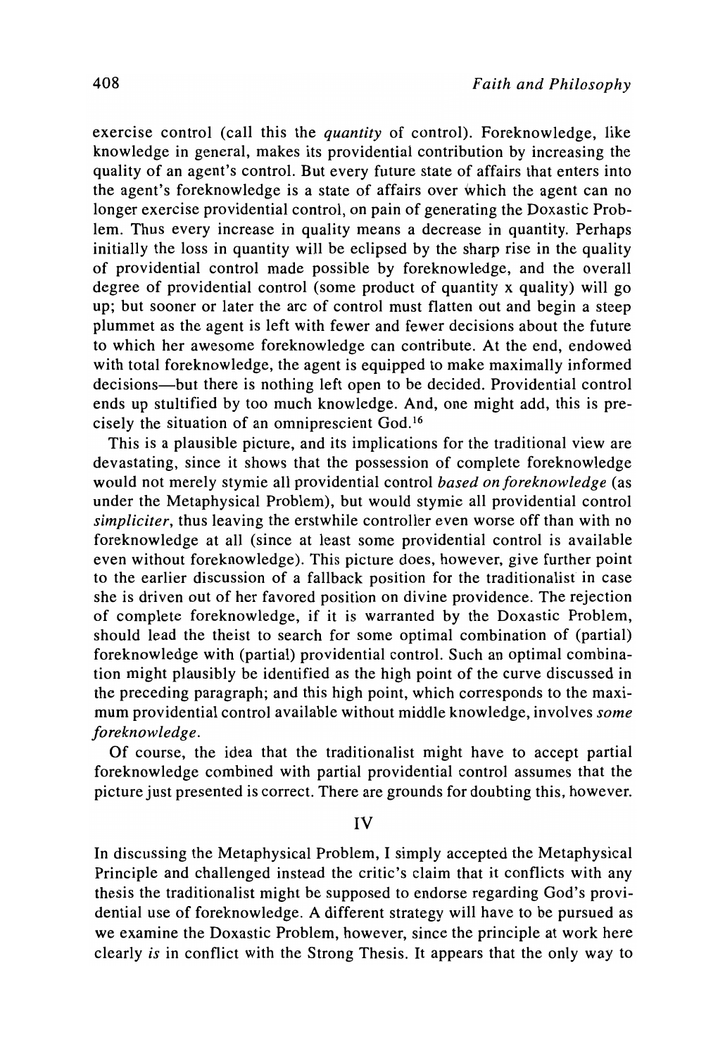exercise control (call this the *quantity* of control). Foreknowledge, like knowledge in general, makes its providential contribution by increasing the quality of an agent's control. But every future state of affairs that enters into the agent's foreknowledge is a state of affairs over which the agent can no longer exercise providential control, on pain of generating the Doxastic Problem. Thus every increase in quality means a decrease in quantity. Perhaps initially the loss in quantity will be eclipsed by the sharp rise in the quality of providential control made possible by foreknowledge, and the overall degree of providential control (some product of quantity x quality) will go up; but sooner or later the arc of control must flatten out and begin a steep plummet as the agent is left with fewer and fewer decisions about the future to which her awesome foreknowledge can contribute. At the end, endowed with total foreknowledge, the agent is equipped to make maximally informed decisions—but there is nothing left open to be decided. Providential control ends up stultified by too much knowledge. And, one might add, this is precisely the situation of an omniprescient God.[16]

This is a plausible picture, and its implications for the traditional view are devastating, since it shows that the possession of complete foreknowledge would not merely stymie all providential control *based on foreknowledge* (as under the Metaphysical Problem), but would stymie all providential control *simpliciter*, thus leaving the erstwhile controller even worse off than with no foreknowledge at all (since at least some providential control is available even without foreknowledge). This picture does, however, give further point to the earlier discussion of a fallback position for the traditionalist in case she is driven out of her favored position on divine providence. The rejection of complete foreknowledge, if it is warranted by the Doxastic Problem, should lead the theist to search for some optimal combination of (partial) foreknowledge with (partial) providential control. Such an optimal combination might plausibly be identified as the high point of the curve discussed in the preceding paragraph; and this high point, which corresponds to the maximum providential control available without middle knowledge, involves *some foreknowledge*.

Of course, the idea that the traditionalist might have to accept partial foreknowledge combined with partial providential control assumes that the picture just presented is correct. There are grounds for doubting this, however.

## IV

In discussing the Metaphysical Problem, I simply accepted the Metaphysical Principle and challenged instead the critic's claim that it conflicts with any thesis the traditionalist might be supposed to endorse regarding God's providential use of foreknowledge. A different strategy will have to be pursued as we examine the Doxastic Problem, however, since the principle at work here clearly *is* in conflict with the Strong Thesis. It appears that the only way to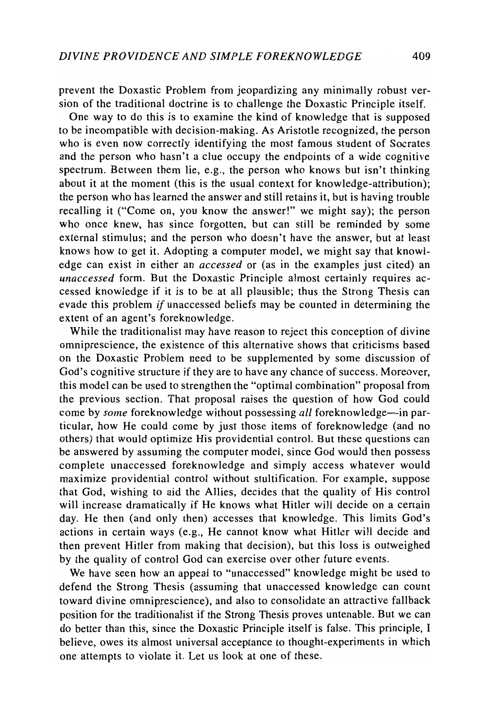prevent the Doxastic Problem from jeopardizing any minimally robust version of the traditional doctrine is to challenge the Doxastic Principle itself.

One way to do this is to examine the kind of knowledge that is supposed to be incompatible with decision-making. As Aristotle recognized, the person who is even now correctly identifying the most famous student of Socrates and the person who hasn't a clue occupy the endpoints of a wide cognitive spectrum. Between them lie, e.g., the person who knows but isn't thinking about it at the moment (this is the usual context for knowledge-attribution); the person who has learned the answer and still retains it, but is having trouble recalling it ("Come on, you know the answer!" we might say); the person who once knew, has since forgotten, but can still be reminded by some external stimulus; and the person who doesn't have the answer, but at least knows how to get it. Adopting a computer model, we might say that knowledge can exist in either an *accessed* or (as in the examples just cited) an *unaccessed* form. But the Doxastic Principle almost certainly requires accessed knowledge if it is to be at all plausible; thus the Strong Thesis can evade this problem *if* unaccessed beliefs may be counted in determining the extent of an agent's foreknowledge.

While the traditionalist may have reason to reject this conception of divine omniprescience, the existence of this alternative shows that criticisms based on the Doxastic Problem need to be supplemented by some discussion of God's cognitive structure if they are to have any chance of success. Moreover, this model can be used to strengthen the "optimal combination" proposal from the previous section. That proposal raises the question of how God could come by *some* foreknowledge without possessing *all* foreknowledge—in particular, how He could come by just those items of foreknowledge (and no others) that would optimize His providential control. But these questions can be answered by assuming the computer model, since God would then possess complete unaccessed foreknowledge and simply access whatever would maximize providential control without stultification. For example, suppose that God, wishing to aid the Allies, decides that the quality of His control will increase dramatically if He knows what Hitler will decide on a certain day. He then (and only then) accesses that knowledge. This limits God's actions in certain ways (e.g., He cannot know what Hitler will decide and then prevent Hitler from making that decision), but this loss is outweighed by the quality of control God can exercise over other future events.

We have seen how an appeal to "unaccessed" knowledge might be used to defend the Strong Thesis (assuming that unaccessed knowledge can count toward divine omniprescience), and also to consolidate an attractive fallback position for the traditionalist if the Strong Thesis proves untenable. But we can do better than this, since the Doxastic Principle itself is false. This principle, I believe, owes its almost universal acceptance to thought-experiments in which one attempts to violate it. Let us look at one of these.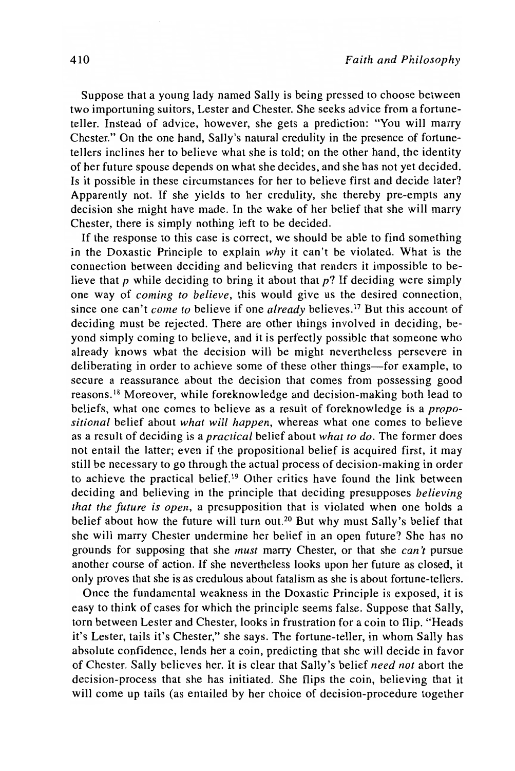Suppose that a young lady named Sally is being pressed to choose between two importuning suitors, Lester and Chester. She seeks advice from a fortune-teller. Instead of advice, however, she gets a prediction: "You will marry Chester." On the one hand, Sally's natural credulity in the presence of fortune-tellers inclines her to believe what she is told; on the other hand, the identity of her future spouse depends on what she decides, and she has not yet decided. Is it possible in these circumstances for her to believe first and decide later? Apparently not. If she yields to her credulity, she thereby pre-empts any decision she might have made. In the wake of her belief that she will marry Chester, there is simply nothing left to be decided.

If the response to this case is correct, we should be able to find something in the Doxastic Principle to explain *why* it can't be violated. What is the connection between deciding and believing that renders it impossible to believe that *p* while deciding to bring it about that *p*? If deciding were simply one way of *coming to believe*, this would give us the desired connection, since one can't *come to* believe if one *already* believes.[17] But this account of deciding must be rejected. There are other things involved in deciding, beyond simply coming to believe, and it is perfectly possible that someone who already knows what the decision will be might nevertheless persevere in deliberating in order to achieve some of these other things—for example, to secure a reassurance about the decision that comes from possessing good reasons.[18] Moreover, while foreknowledge and decision-making both lead to beliefs, what one comes to believe as a result of foreknowledge is a *propositional* belief about *what will happen*, whereas what one comes to believe as a result of deciding is a *practical* belief about *what to do*. The former does not entail the latter; even if the propositional belief is acquired first, it may still be necessary to go through the actual process of decision-making in order to achieve the practical belief.[19] Other critics have found the link between deciding and believing in the principle that deciding presupposes *believing that the future is open*, a presupposition that is violated when one holds a belief about how the future will turn out.[20] But why must Sally's belief that she will marry Chester undermine her belief in an open future? She has no grounds for supposing that she *must* marry Chester, or that she *can't* pursue another course of action. If she nevertheless looks upon her future as closed, it only proves that she is as credulous about fatalism as she is about fortune-tellers.

Once the fundamental weakness in the Doxastic Principle is exposed, it is easy to think of cases for which the principle seems false. Suppose that Sally, torn between Lester and Chester, looks in frustration for a coin to flip. "Heads it's Lester, tails it's Chester," she says. The fortune-teller, in whom Sally has absolute confidence, lends her a coin, predicting that she will decide in favor of Chester. Sally believes her. It is clear that Sally's belief *need not* abort the decision-process that she has initiated. She flips the coin, believing that it will come up tails (as entailed by her choice of decision-procedure together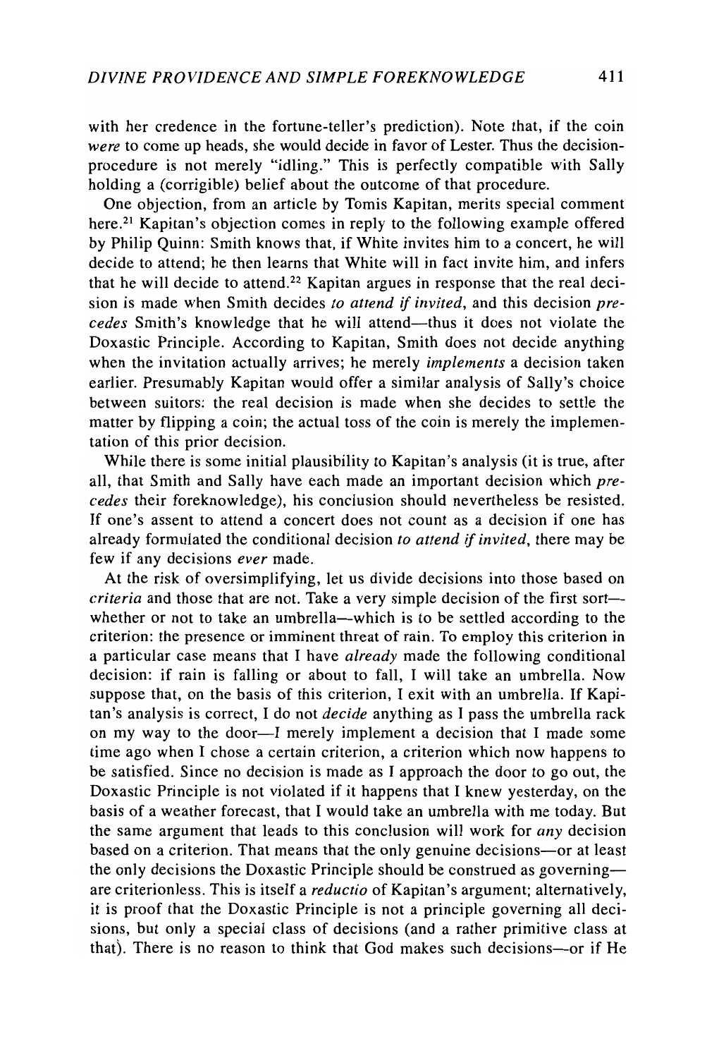with her credence in the fortune-teller's prediction). Note that, if the coin *were* to come up heads, she would decide in favor of Lester. Thus the decision-procedure is not merely "idling." This is perfectly compatible with Sally holding a (corrigible) belief about the outcome of that procedure.

One objection, from an article by Tomis Kapitan, merits special comment here.[21] Kapitan's objection comes in reply to the following example offered by Philip Quinn: Smith knows that, if White invites him to a concert, he will decide to attend; he then learns that White will in fact invite him, and infers that he will decide to attend.[22] Kapitan argues in response that the real decision is made when Smith decides *to attend if invited*, and this decision *precedes* Smith's knowledge that he will attend—thus it does not violate the Doxastic Principle. According to Kapitan, Smith does not decide anything when the invitation actually arrives; he merely *implements* a decision taken earlier. Presumably Kapitan would offer a similar analysis of Sally's choice between suitors: the real decision is made when she decides to settle the matter by flipping a coin; the actual toss of the coin is merely the implementation of this prior decision.

While there is some initial plausibility to Kapitan's analysis (it is true, after all, that Smith and Sally have each made an important decision which *precedes* their foreknowledge), his conclusion should nevertheless be resisted. If one's assent to attend a concert does not count as a decision if one has already formulated the conditional decision *to attend if invited*, there may be few if any decisions *ever* made.

At the risk of oversimplifying, let us divide decisions into those based on *criteria* and those that are not. Take a very simple decision of the first sort—whether or not to take an umbrella—which is to be settled according to the criterion: the presence or imminent threat of rain. To employ this criterion in a particular case means that I have *already* made the following conditional decision: if rain is falling or about to fall, I will take an umbrella. Now suppose that, on the basis of this criterion, I exit with an umbrella. If Kapitan's analysis is correct, I do not *decide* anything as I pass the umbrella rack on my way to the door—I merely implement a decision that I made some time ago when I chose a certain criterion, a criterion which now happens to be satisfied. Since no decision is made as I approach the door to go out, the Doxastic Principle is not violated if it happens that I knew yesterday, on the basis of a weather forecast, that I would take an umbrella with me today. But the same argument that leads to this conclusion will work for *any* decision based on a criterion. That means that the only genuine decisions—or at least the only decisions the Doxastic Principle should be construed as governing—are criterionless. This is itself a *reductio* of Kapitan's argument; alternatively, it is proof that the Doxastic Principle is not a principle governing all decisions, but only a special class of decisions (and a rather primitive class at that). There is no reason to think that God makes such decisions—or if He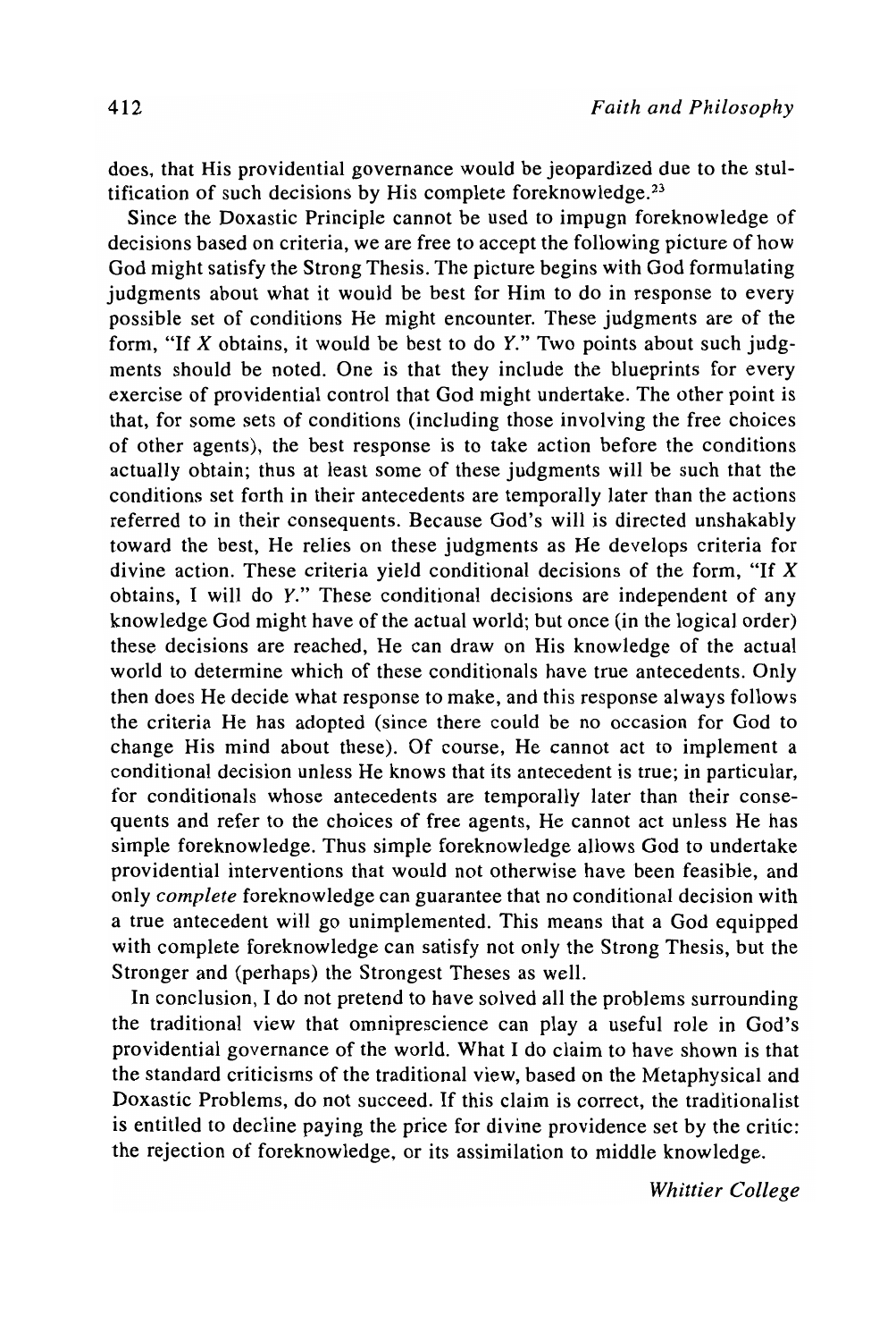does, that His providential governance would be jeopardized due to the stultification of such decisions by His complete foreknowledge.[23]

Since the Doxastic Principle cannot be used to impugn foreknowledge of decisions based on criteria, we are free to accept the following picture of how God might satisfy the Strong Thesis. The picture begins with God formulating judgments about what it would be best for Him to do in response to every possible set of conditions He might encounter. These judgments are of the form, "If *X* obtains, it would be best to do *Y*." Two points about such judgments should be noted. One is that they include the blueprints for every exercise of providential control that God might undertake. The other point is that, for some sets of conditions (including those involving the free choices of other agents), the best response is to take action before the conditions actually obtain; thus at least some of these judgments will be such that the conditions set forth in their antecedents are temporally later than the actions referred to in their consequents. Because God's will is directed unshakably toward the best, He relies on these judgments as He develops criteria for divine action. These criteria yield conditional decisions of the form, "If *X* obtains, I will do *Y*." These conditional decisions are independent of any knowledge God might have of the actual world; but once (in the logical order) these decisions are reached, He can draw on His knowledge of the actual world to determine which of these conditionals have true antecedents. Only then does He decide what response to make, and this response always follows the criteria He has adopted (since there could be no occasion for God to change His mind about these). Of course, He cannot act to implement a conditional decision unless He knows that its antecedent is true; in particular, for conditionals whose antecedents are temporally later than their consequents and refer to the choices of free agents, He cannot act unless He has simple foreknowledge. Thus simple foreknowledge allows God to undertake providential interventions that would not otherwise have been feasible, and only *complete* foreknowledge can guarantee that no conditional decision with a true antecedent will go unimplemented. This means that a God equipped with complete foreknowledge can satisfy not only the Strong Thesis, but the Stronger and (perhaps) the Strongest Theses as well.

In conclusion, I do not pretend to have solved all the problems surrounding the traditional view that omniprescience can play a useful role in God's providential governance of the world. What I do claim to have shown is that the standard criticisms of the traditional view, based on the Metaphysical and Doxastic Problems, do not succeed. If this claim is correct, the traditionalist is entitled to decline paying the price for divine providence set by the critic: the rejection of foreknowledge, or its assimilation to middle knowledge.

*Whittier College*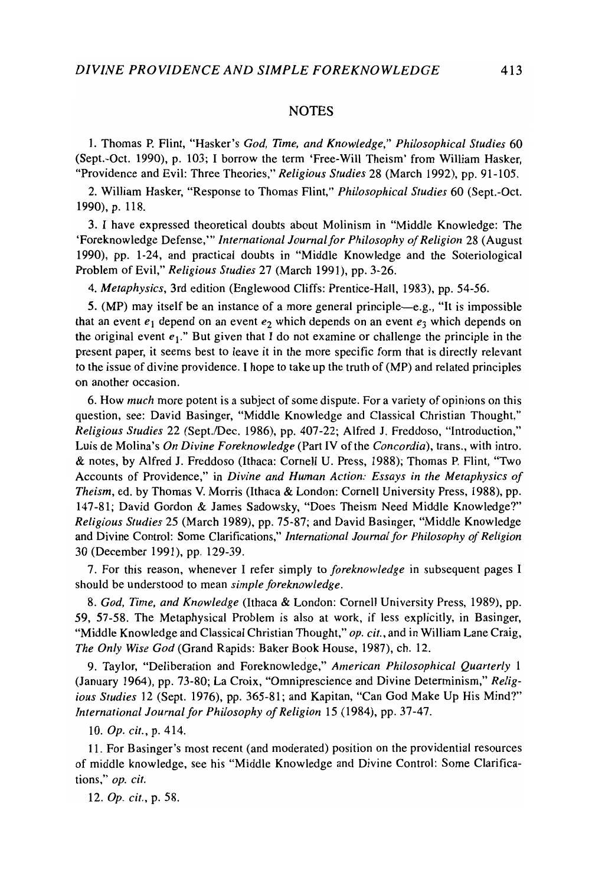## NOTES

1. Thomas P. Flint, "Hasker's *God, Time, and Knowledge*," *Philosophical Studies* 60 (Sept.-Oct. 1990), p. 103; I borrow the term 'Free-Will Theism' from William Hasker, "Providence and Evil: Three Theories," *Religious Studies* 28 (March 1992), pp. 91-105.

2. William Hasker, "Response to Thomas Flint," *Philosophical Studies* 60 (Sept.-Oct. 1990), p. 118.

3. I have expressed theoretical doubts about Molinism in "Middle Knowledge: The 'Foreknowledge Defense,'" *International Journal for Philosophy of Religion* 28 (August 1990), pp. 1-24, and practical doubts in "Middle Knowledge and the Soteriological Problem of Evil," *Religious Studies* 27 (March 1991), pp. 3-26.

4. *Metaphysics*, 3rd edition (Englewood Cliffs: Prentice-Hall, 1983), pp. 54-56.

5. (MP) may itself be an instance of a more general principle—e.g., "It is impossible that an event $e_1$ depend on an event $e_2$ which depends on an event $e_3$ which depends on the original event $e_1$." But given that I do not examine or challenge the principle in the present paper, it seems best to leave it in the more specific form that is directly relevant to the issue of divine providence. I hope to take up the truth of (MP) and related principles on another occasion.

6. How *much* more potent is a subject of some dispute. For a variety of opinions on this question, see: David Basinger, "Middle Knowledge and Classical Christian Thought," *Religious Studies* 22 (Sept./Dec. 1986), pp. 407-22; Alfred J. Freddoso, "Introduction," Luis de Molina's *On Divine Foreknowledge* (Part IV of the *Concordia*), trans., with intro. & notes, by Alfred J. Freddoso (Ithaca: Cornell U. Press, 1988); Thomas P. Flint, "Two Accounts of Providence," in *Divine and Human Action: Essays in the Metaphysics of Theism*, ed. by Thomas V. Morris (Ithaca & London: Cornell University Press, 1988), pp. 147-81; David Gordon & James Sadowsky, "Does Theism Need Middle Knowledge?" *Religious Studies* 25 (March 1989), pp. 75-87; and David Basinger, "Middle Knowledge and Divine Control: Some Clarifications," *International Journal for Philosophy of Religion* 30 (December 1991), pp. 129-39.

7. For this reason, whenever I refer simply to *foreknowledge* in subsequent pages I should be understood to mean *simple foreknowledge*.

8. *God, Time, and Knowledge* (Ithaca & London: Cornell University Press, 1989), pp. 59, 57-58. The Metaphysical Problem is also at work, if less explicitly, in Basinger, "Middle Knowledge and Classical Christian Thought," *op. cit.*, and in William Lane Craig, *The Only Wise God* (Grand Rapids: Baker Book House, 1987), ch. 12.

9. Taylor, "Deliberation and Foreknowledge," *American Philosophical Quarterly* 1 (January 1964), pp. 73-80; La Croix, "Omniprescience and Divine Determinism," *Religious Studies* 12 (Sept. 1976), pp. 365-81; and Kapitan, "Can God Make Up His Mind?" *International Journal for Philosophy of Religion* 15 (1984), pp. 37-47.

10. *Op. cit.*, p. 414.

11. For Basinger's most recent (and moderated) position on the providential resources of middle knowledge, see his "Middle Knowledge and Divine Control: Some Clarifications," *op. cit.*

12. *Op. cit.*, p. 58.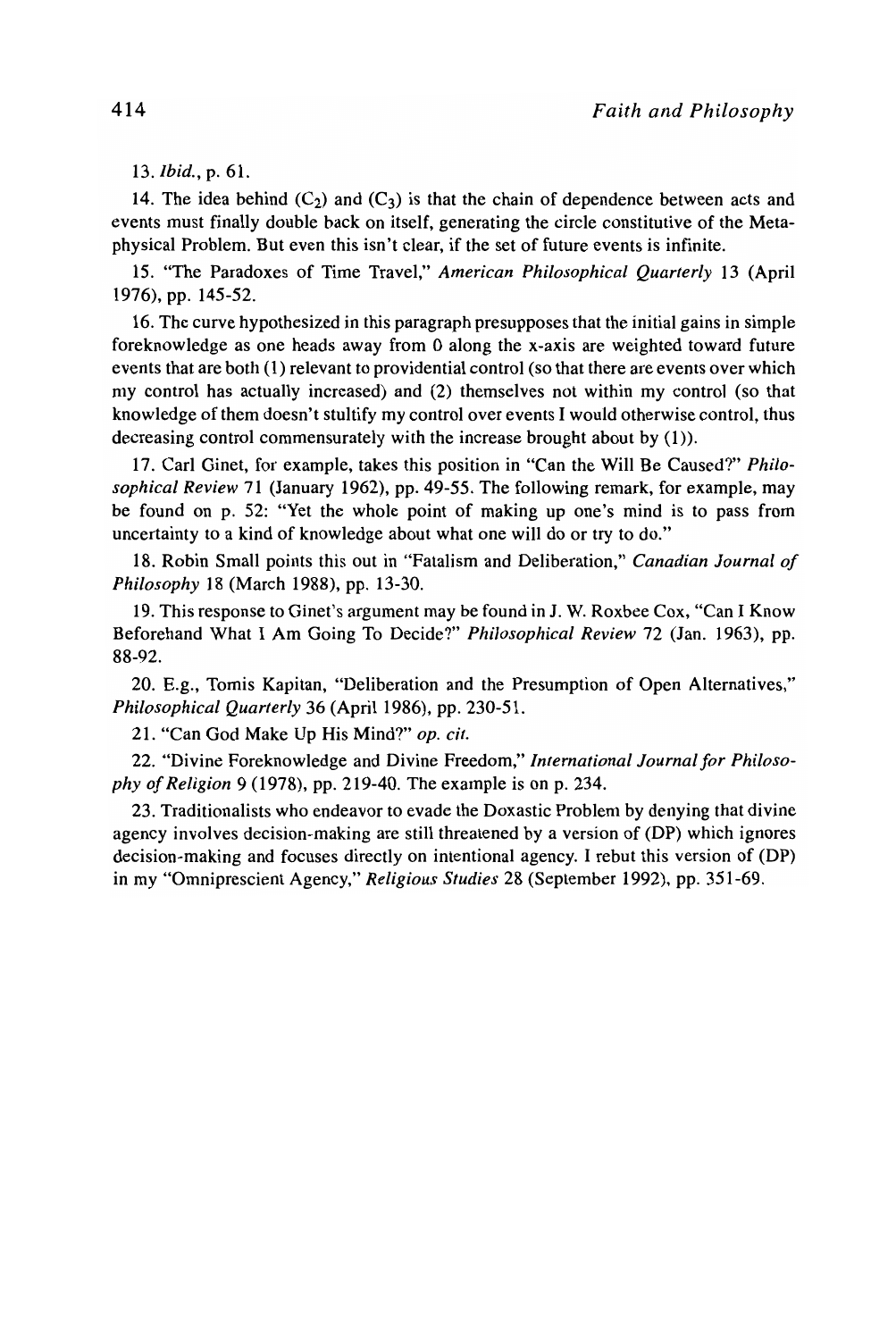13. *Ibid.*, p. 61.

14. The idea behind ($C_2$) and ($C_3$) is that the chain of dependence between acts and events must finally double back on itself, generating the circle constitutive of the Metaphysical Problem. But even this isn't clear, if the set of future events is infinite.

15. "The Paradoxes of Time Travel," *American Philosophical Quarterly* 13 (April 1976), pp. 145-52.

16. The curve hypothesized in this paragraph presupposes that the initial gains in simple foreknowledge as one heads away from 0 along the x-axis are weighted toward future events that are both (1) relevant to providential control (so that there are events over which my control has actually increased) and (2) themselves not within my control (so that knowledge of them doesn't stultify my control over events I would otherwise control, thus decreasing control commensurately with the increase brought about by (1)).

17. Carl Ginet, for example, takes this position in "Can the Will Be Caused?" *Philosophical Review* 71 (January 1962), pp. 49-55. The following remark, for example, may be found on p. 52: "Yet the whole point of making up one's mind is to pass from uncertainty to a kind of knowledge about what one will do or try to do."

18. Robin Small points this out in "Fatalism and Deliberation," *Canadian Journal of Philosophy* 18 (March 1988), pp. 13-30.

19. This response to Ginet's argument may be found in J. W. Roxbee Cox, "Can I Know Beforehand What I Am Going To Decide?" *Philosophical Review* 72 (Jan. 1963), pp. 88-92.

20. E.g., Tomis Kapitan, "Deliberation and the Presumption of Open Alternatives," *Philosophical Quarterly* 36 (April 1986), pp. 230-51.

21. "Can God Make Up His Mind?" *op. cit.*

22. "Divine Foreknowledge and Divine Freedom," *International Journal for Philosophy of Religion* 9 (1978), pp. 219-40. The example is on p. 234.

23. Traditionalists who endeavor to evade the Doxastic Problem by denying that divine agency involves decision-making are still threatened by a version of (DP) which ignores decision-making and focuses directly on intentional agency. I rebut this version of (DP) in my "Omniprescient Agency," *Religious Studies* 28 (September 1992), pp. 351-69.